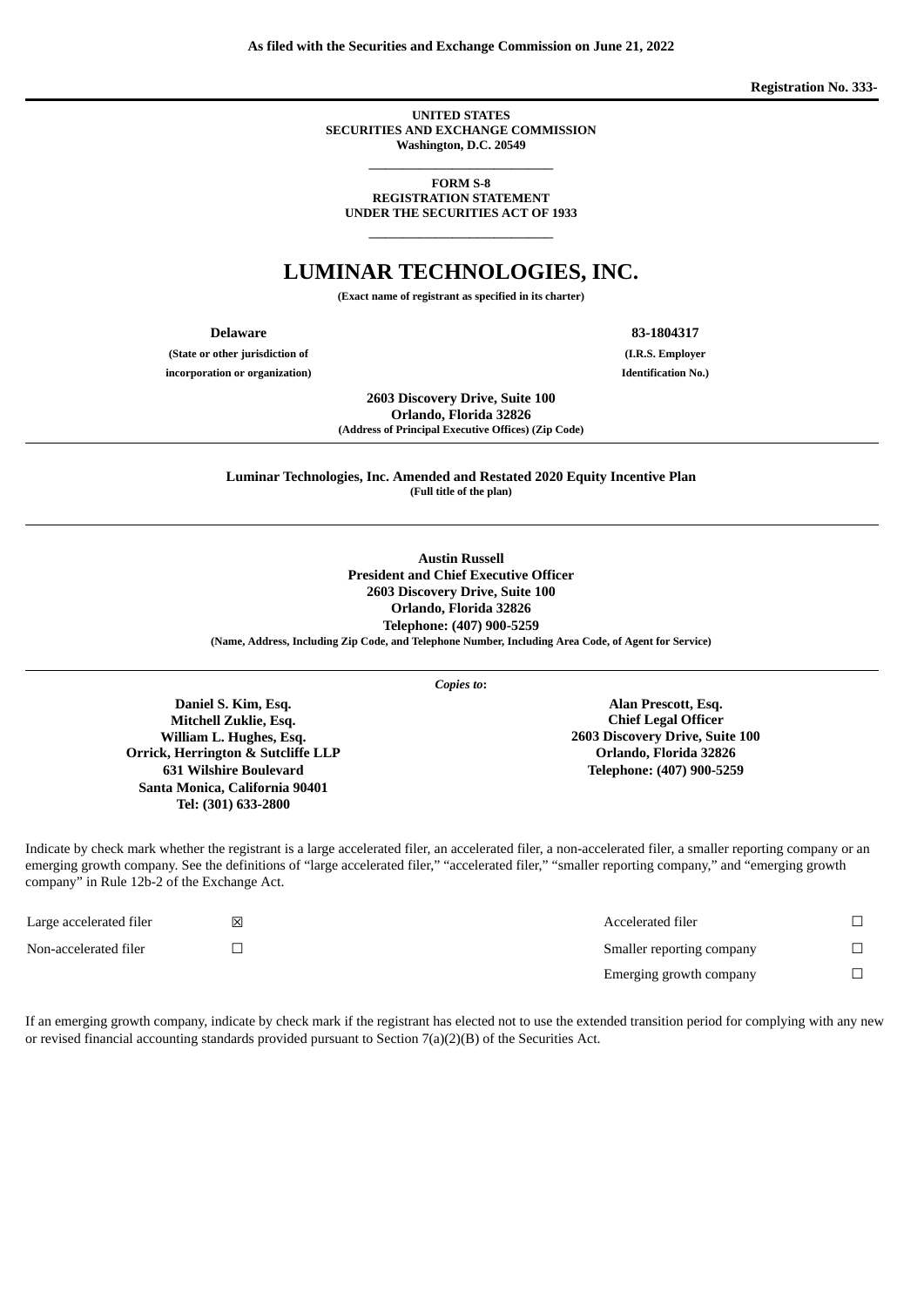**As filed with the Securities and Exchange Commission on June 21, 2022**

**Registration No. 333-**

**UNITED STATES**
**SECURITIES AND EXCHANGE COMMISSION**
**Washington, D.C. 20549**

---

**FORM S-8**
**REGISTRATION STATEMENT**
**UNDER THE SECURITIES ACT OF 1933**

---

# LUMINAR TECHNOLOGIES, INC.

**(Exact name of registrant as specified in its charter)**

| **Delaware** | **83-1804317** |
|---|---|
| **(State or other jurisdiction of incorporation or organization)** | **(I.R.S. Employer Identification No.)** |

**2603 Discovery Drive, Suite 100**
**Orlando, Florida 32826**
**(Address of Principal Executive Offices) (Zip Code)**

---

**Luminar Technologies, Inc. Amended and Restated 2020 Equity Incentive Plan**
**(Full title of the plan)**

---

**Austin Russell**
**President and Chief Executive Officer**
**2603 Discovery Drive, Suite 100**
**Orlando, Florida 32826**
**Telephone: (407) 900-5259**
**(Name, Address, Including Zip Code, and Telephone Number, Including Area Code, of Agent for Service)**

---

***Copies to*:**

**Daniel S. Kim, Esq.**
**Mitchell Zuklie, Esq.**
**William L. Hughes, Esq.**
**Orrick, Herrington & Sutcliffe LLP**
**631 Wilshire Boulevard**
**Santa Monica, California 90401**
**Tel: (301) 633-2800**

**Alan Prescott, Esq.**
**Chief Legal Officer**
**2603 Discovery Drive, Suite 100**
**Orlando, Florida 32826**
**Telephone: (407) 900-5259**

Indicate by check mark whether the registrant is a large accelerated filer, an accelerated filer, a non-accelerated filer, a smaller reporting company or an emerging growth company. See the definitions of "large accelerated filer," "accelerated filer," "smaller reporting company," and "emerging growth company" in Rule 12b-2 of the Exchange Act.

| | | | |
|---|---|---|---|
| Large accelerated filer | ☒ | Accelerated filer | ☐ |
| Non-accelerated filer | ☐ | Smaller reporting company | ☐ |
| | | Emerging growth company | ☐ |

If an emerging growth company, indicate by check mark if the registrant has elected not to use the extended transition period for complying with any new or revised financial accounting standards provided pursuant to Section 7(a)(2)(B) of the Securities Act.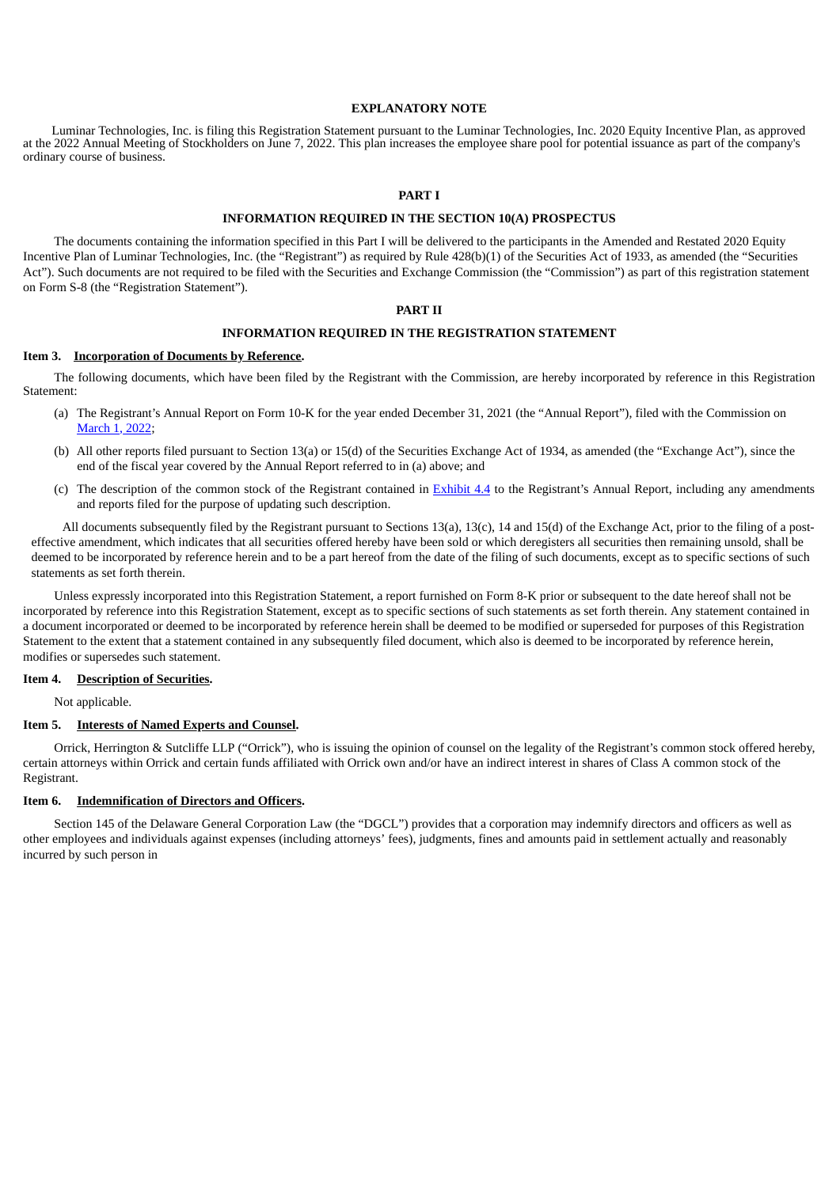## EXPLANATORY NOTE

Luminar Technologies, Inc. is filing this Registration Statement pursuant to the Luminar Technologies, Inc. 2020 Equity Incentive Plan, as approved at the 2022 Annual Meeting of Stockholders on June 7, 2022. This plan increases the employee share pool for potential issuance as part of the company's ordinary course of business.

## PART I

### INFORMATION REQUIRED IN THE SECTION 10(A) PROSPECTUS

The documents containing the information specified in this Part I will be delivered to the participants in the Amended and Restated 2020 Equity Incentive Plan of Luminar Technologies, Inc. (the "Registrant") as required by Rule 428(b)(1) of the Securities Act of 1933, as amended (the "Securities Act"). Such documents are not required to be filed with the Securities and Exchange Commission (the "Commission") as part of this registration statement on Form S-8 (the "Registration Statement").

## PART II

### INFORMATION REQUIRED IN THE REGISTRATION STATEMENT

**Item 3. Incorporation of Documents by Reference.**

The following documents, which have been filed by the Registrant with the Commission, are hereby incorporated by reference in this Registration Statement:

(a) The Registrant's Annual Report on Form 10-K for the year ended December 31, 2021 (the "Annual Report"), filed with the Commission on March 1, 2022;

(b) All other reports filed pursuant to Section 13(a) or 15(d) of the Securities Exchange Act of 1934, as amended (the "Exchange Act"), since the end of the fiscal year covered by the Annual Report referred to in (a) above; and

(c) The description of the common stock of the Registrant contained in Exhibit 4.4 to the Registrant's Annual Report, including any amendments and reports filed for the purpose of updating such description.

All documents subsequently filed by the Registrant pursuant to Sections 13(a), 13(c), 14 and 15(d) of the Exchange Act, prior to the filing of a post-effective amendment, which indicates that all securities offered hereby have been sold or which deregisters all securities then remaining unsold, shall be deemed to be incorporated by reference herein and to be a part hereof from the date of the filing of such documents, except as to specific sections of such statements as set forth therein.

Unless expressly incorporated into this Registration Statement, a report furnished on Form 8-K prior or subsequent to the date hereof shall not be incorporated by reference into this Registration Statement, except as to specific sections of such statements as set forth therein. Any statement contained in a document incorporated or deemed to be incorporated by reference herein shall be deemed to be modified or superseded for purposes of this Registration Statement to the extent that a statement contained in any subsequently filed document, which also is deemed to be incorporated by reference herein, modifies or supersedes such statement.

**Item 4. Description of Securities.**

Not applicable.

**Item 5. Interests of Named Experts and Counsel.**

Orrick, Herrington & Sutcliffe LLP ("Orrick"), who is issuing the opinion of counsel on the legality of the Registrant's common stock offered hereby, certain attorneys within Orrick and certain funds affiliated with Orrick own and/or have an indirect interest in shares of Class A common stock of the Registrant.

**Item 6. Indemnification of Directors and Officers.**

Section 145 of the Delaware General Corporation Law (the "DGCL") provides that a corporation may indemnify directors and officers as well as other employees and individuals against expenses (including attorneys' fees), judgments, fines and amounts paid in settlement actually and reasonably incurred by such person in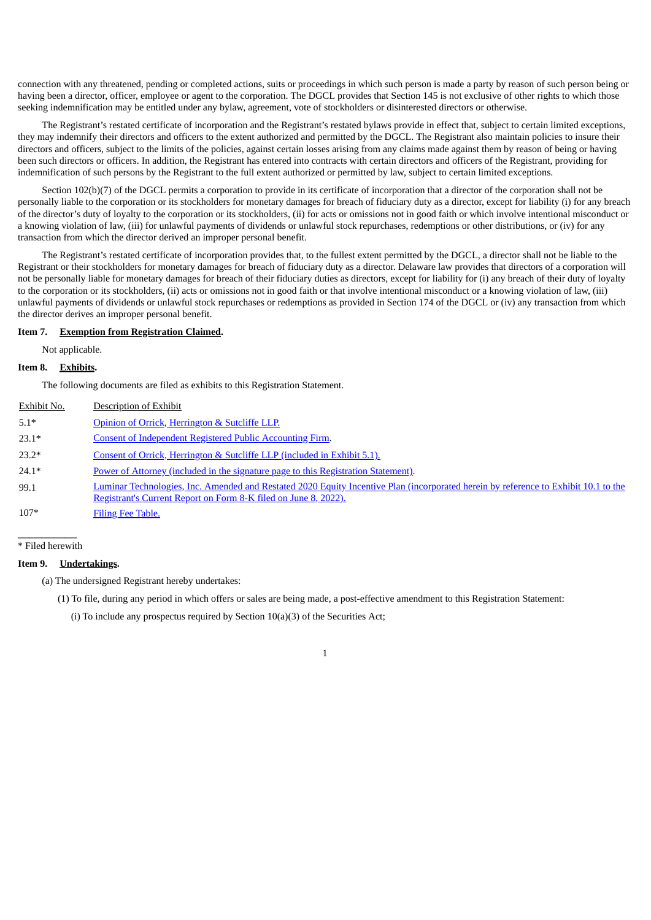connection with any threatened, pending or completed actions, suits or proceedings in which such person is made a party by reason of such person being or having been a director, officer, employee or agent to the corporation. The DGCL provides that Section 145 is not exclusive of other rights to which those seeking indemnification may be entitled under any bylaw, agreement, vote of stockholders or disinterested directors or otherwise.

The Registrant's restated certificate of incorporation and the Registrant's restated bylaws provide in effect that, subject to certain limited exceptions, they may indemnify their directors and officers to the extent authorized and permitted by the DGCL. The Registrant also maintain policies to insure their directors and officers, subject to the limits of the policies, against certain losses arising from any claims made against them by reason of being or having been such directors or officers. In addition, the Registrant has entered into contracts with certain directors and officers of the Registrant, providing for indemnification of such persons by the Registrant to the full extent authorized or permitted by law, subject to certain limited exceptions.

Section 102(b)(7) of the DGCL permits a corporation to provide in its certificate of incorporation that a director of the corporation shall not be personally liable to the corporation or its stockholders for monetary damages for breach of fiduciary duty as a director, except for liability (i) for any breach of the director's duty of loyalty to the corporation or its stockholders, (ii) for acts or omissions not in good faith or which involve intentional misconduct or a knowing violation of law, (iii) for unlawful payments of dividends or unlawful stock repurchases, redemptions or other distributions, or (iv) for any transaction from which the director derived an improper personal benefit.

The Registrant's restated certificate of incorporation provides that, to the fullest extent permitted by the DGCL, a director shall not be liable to the Registrant or their stockholders for monetary damages for breach of fiduciary duty as a director. Delaware law provides that directors of a corporation will not be personally liable for monetary damages for breach of their fiduciary duties as directors, except for liability for (i) any breach of their duty of loyalty to the corporation or its stockholders, (ii) acts or omissions not in good faith or that involve intentional misconduct or a knowing violation of law, (iii) unlawful payments of dividends or unlawful stock repurchases or redemptions as provided in Section 174 of the DGCL or (iv) any transaction from which the director derives an improper personal benefit.

**Item 7. Exemption from Registration Claimed.**

Not applicable.

**Item 8. Exhibits.**

The following documents are filed as exhibits to this Registration Statement.

| Exhibit No. | Description of Exhibit |
|---|---|
| 5.1* | Opinion of Orrick, Herrington & Sutcliffe LLP. |
| 23.1* | Consent of Independent Registered Public Accounting Firm. |
| 23.2* | Consent of Orrick, Herrington & Sutcliffe LLP (included in Exhibit 5.1). |
| 24.1* | Power of Attorney (included in the signature page to this Registration Statement). |
| 99.1 | Luminar Technologies, Inc. Amended and Restated 2020 Equity Incentive Plan (incorporated herein by reference to Exhibit 10.1 to the Registrant's Current Report on Form 8-K filed on June 8, 2022). |
| 107* | Filing Fee Table. |

\* Filed herewith

**Item 9. Undertakings.**

(a) The undersigned Registrant hereby undertakes:

(1) To file, during any period in which offers or sales are being made, a post-effective amendment to this Registration Statement:

(i) To include any prospectus required by Section 10(a)(3) of the Securities Act;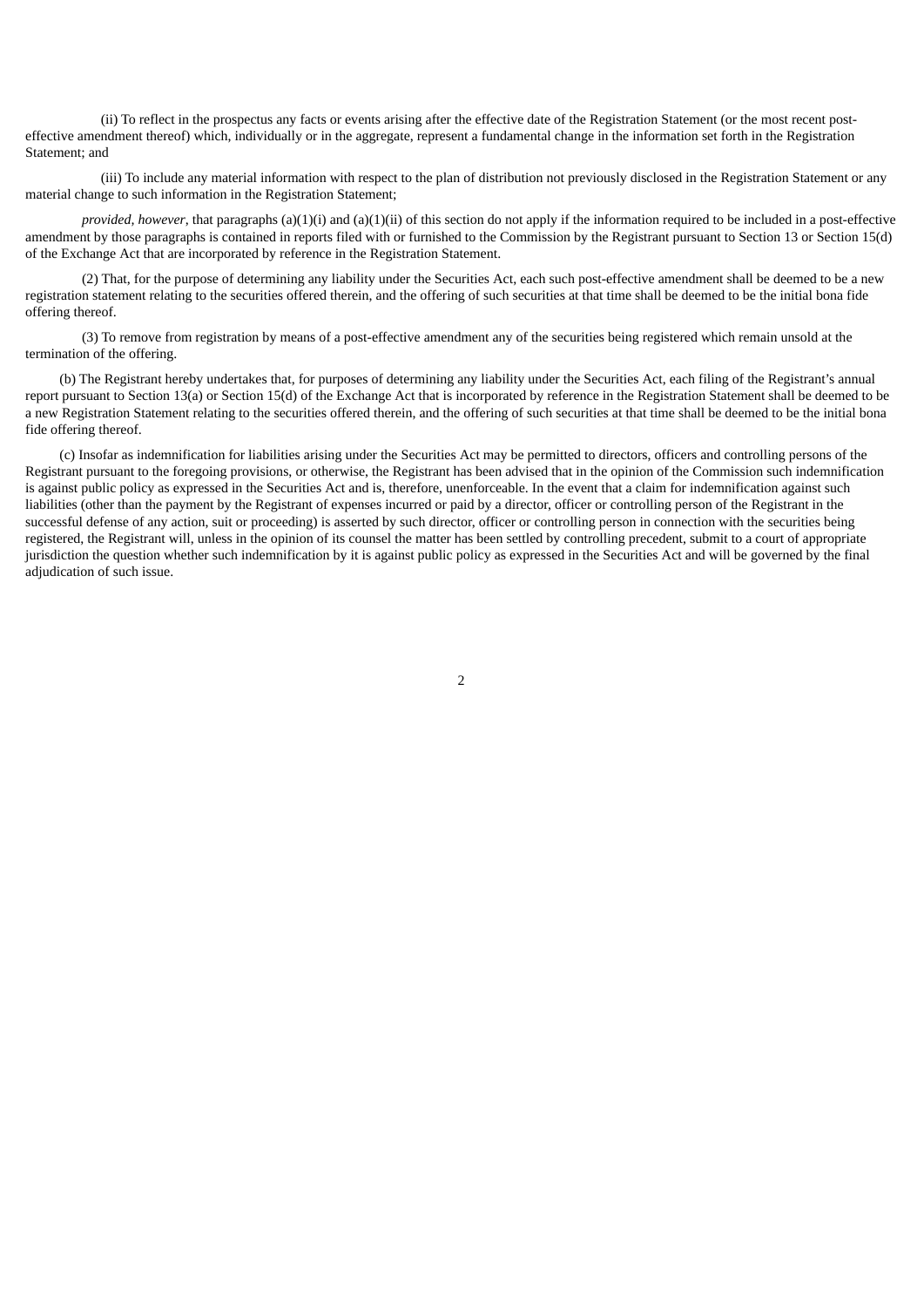(ii) To reflect in the prospectus any facts or events arising after the effective date of the Registration Statement (or the most recent post-effective amendment thereof) which, individually or in the aggregate, represent a fundamental change in the information set forth in the Registration Statement; and

(iii) To include any material information with respect to the plan of distribution not previously disclosed in the Registration Statement or any material change to such information in the Registration Statement;

*provided, however*, that paragraphs (a)(1)(i) and (a)(1)(ii) of this section do not apply if the information required to be included in a post-effective amendment by those paragraphs is contained in reports filed with or furnished to the Commission by the Registrant pursuant to Section 13 or Section 15(d) of the Exchange Act that are incorporated by reference in the Registration Statement.

(2) That, for the purpose of determining any liability under the Securities Act, each such post-effective amendment shall be deemed to be a new registration statement relating to the securities offered therein, and the offering of such securities at that time shall be deemed to be the initial bona fide offering thereof.

(3) To remove from registration by means of a post-effective amendment any of the securities being registered which remain unsold at the termination of the offering.

(b) The Registrant hereby undertakes that, for purposes of determining any liability under the Securities Act, each filing of the Registrant's annual report pursuant to Section 13(a) or Section 15(d) of the Exchange Act that is incorporated by reference in the Registration Statement shall be deemed to be a new Registration Statement relating to the securities offered therein, and the offering of such securities at that time shall be deemed to be the initial bona fide offering thereof.

(c) Insofar as indemnification for liabilities arising under the Securities Act may be permitted to directors, officers and controlling persons of the Registrant pursuant to the foregoing provisions, or otherwise, the Registrant has been advised that in the opinion of the Commission such indemnification is against public policy as expressed in the Securities Act and is, therefore, unenforceable. In the event that a claim for indemnification against such liabilities (other than the payment by the Registrant of expenses incurred or paid by a director, officer or controlling person of the Registrant in the successful defense of any action, suit or proceeding) is asserted by such director, officer or controlling person in connection with the securities being registered, the Registrant will, unless in the opinion of its counsel the matter has been settled by controlling precedent, submit to a court of appropriate jurisdiction the question whether such indemnification by it is against public policy as expressed in the Securities Act and will be governed by the final adjudication of such issue.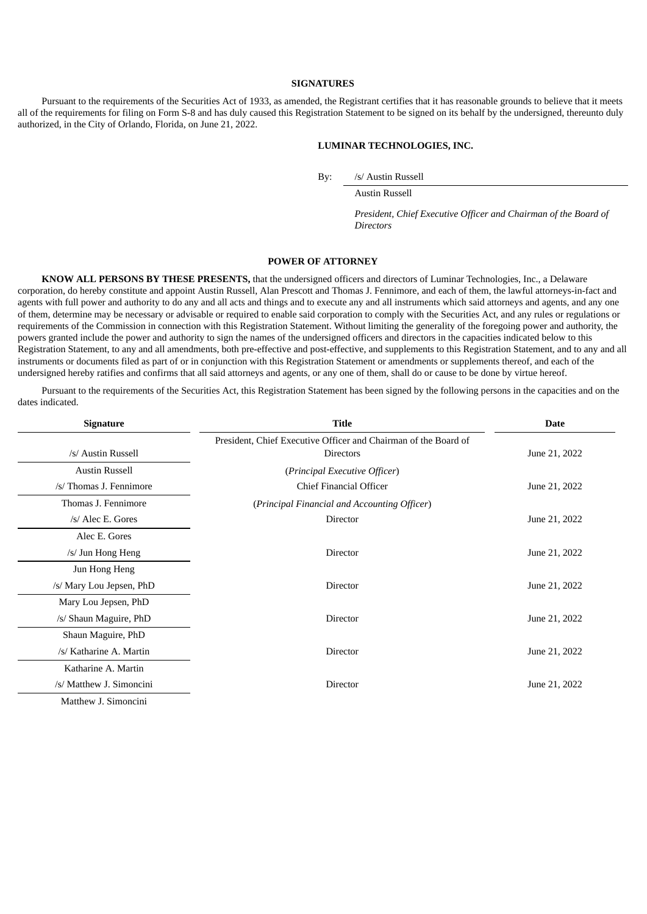## SIGNATURES

Pursuant to the requirements of the Securities Act of 1933, as amended, the Registrant certifies that it has reasonable grounds to believe that it meets all of the requirements for filing on Form S-8 and has duly caused this Registration Statement to be signed on its behalf by the undersigned, thereunto duly authorized, in the City of Orlando, Florida, on June 21, 2022.

**LUMINAR TECHNOLOGIES, INC.**

By: /s/ Austin Russell

Austin Russell

*President, Chief Executive Officer and Chairman of the Board of Directors*

## POWER OF ATTORNEY

**KNOW ALL PERSONS BY THESE PRESENTS,** that the undersigned officers and directors of Luminar Technologies, Inc., a Delaware corporation, do hereby constitute and appoint Austin Russell, Alan Prescott and Thomas J. Fennimore, and each of them, the lawful attorneys-in-fact and agents with full power and authority to do any and all acts and things and to execute any and all instruments which said attorneys and agents, and any one of them, determine may be necessary or advisable or required to enable said corporation to comply with the Securities Act, and any rules or regulations or requirements of the Commission in connection with this Registration Statement. Without limiting the generality of the foregoing power and authority, the powers granted include the power and authority to sign the names of the undersigned officers and directors in the capacities indicated below to this Registration Statement, to any and all amendments, both pre-effective and post-effective, and supplements to this Registration Statement, and to any and all instruments or documents filed as part of or in conjunction with this Registration Statement or amendments or supplements thereof, and each of the undersigned hereby ratifies and confirms that all said attorneys and agents, or any one of them, shall do or cause to be done by virtue hereof.

Pursuant to the requirements of the Securities Act, this Registration Statement has been signed by the following persons in the capacities and on the dates indicated.

| Signature | Title | Date |
|---|---|---|
| /s/ Austin Russell<br>Austin Russell | President, Chief Executive Officer and Chairman of the Board of Directors<br>(*Principal Executive Officer*) | June 21, 2022 |
| /s/ Thomas J. Fennimore<br>Thomas J. Fennimore | Chief Financial Officer<br>(*Principal Financial and Accounting Officer*) | June 21, 2022 |
| /s/ Alec E. Gores<br>Alec E. Gores | Director | June 21, 2022 |
| /s/ Jun Hong Heng<br>Jun Hong Heng | Director | June 21, 2022 |
| /s/ Mary Lou Jepsen, PhD<br>Mary Lou Jepsen, PhD | Director | June 21, 2022 |
| /s/ Shaun Maguire, PhD<br>Shaun Maguire, PhD | Director | June 21, 2022 |
| /s/ Katharine A. Martin<br>Katharine A. Martin | Director | June 21, 2022 |
| /s/ Matthew J. Simoncini<br>Matthew J. Simoncini | Director | June 21, 2022 |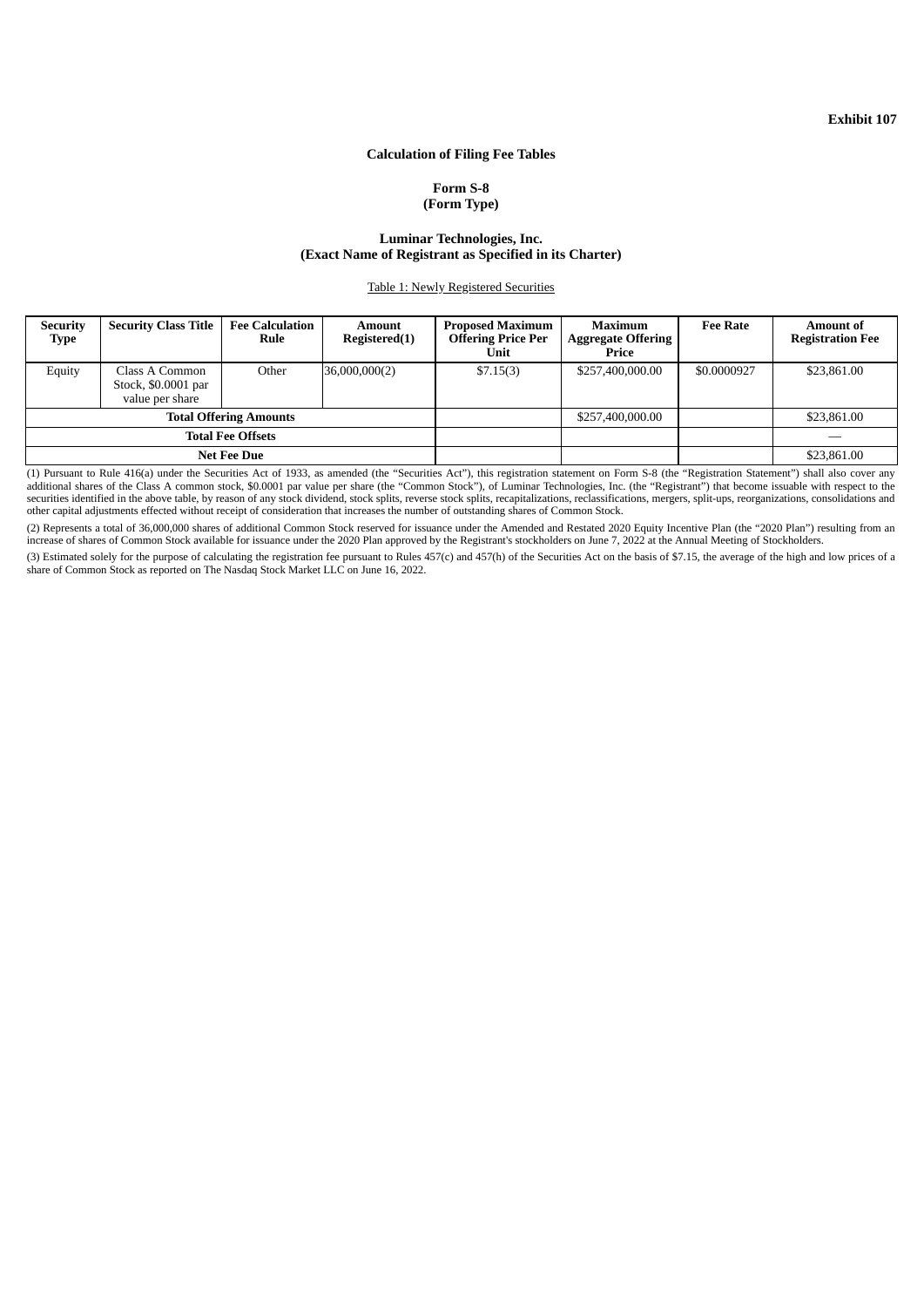**Exhibit 107**

**Calculation of Filing Fee Tables**

**Form S-8**
**(Form Type)**

**Luminar Technologies, Inc.**
**(Exact Name of Registrant as Specified in its Charter)**

Table 1: Newly Registered Securities

| Security Type | Security Class Title | Fee Calculation Rule | Amount Registered(1) | Proposed Maximum Offering Price Per Unit | Maximum Aggregate Offering Price | Fee Rate | Amount of Registration Fee |
|---|---|---|---|---|---|---|---|
| Equity | Class A Common Stock, $0.0001 par value per share | Other | 36,000,000(2) | $7.15(3) | $257,400,000.00 | $0.0000927 | $23,861.00 |
| **Total Offering Amounts** | | | | | $257,400,000.00 | | $23,861.00 |
| **Total Fee Offsets** | | | | | | | — |
| **Net Fee Due** | | | | | | | $23,861.00 |

(1) Pursuant to Rule 416(a) under the Securities Act of 1933, as amended (the "Securities Act"), this registration statement on Form S-8 (the "Registration Statement") shall also cover any additional shares of the Class A common stock, $0.0001 par value per share (the "Common Stock"), of Luminar Technologies, Inc. (the "Registrant") that become issuable with respect to the securities identified in the above table, by reason of any stock dividend, stock splits, reverse stock splits, recapitalizations, reclassifications, mergers, split-ups, reorganizations, consolidations and other capital adjustments effected without receipt of consideration that increases the number of outstanding shares of Common Stock.

(2) Represents a total of 36,000,000 shares of additional Common Stock reserved for issuance under the Amended and Restated 2020 Equity Incentive Plan (the "2020 Plan") resulting from an increase of shares of Common Stock available for issuance under the 2020 Plan approved by the Registrant's stockholders on June 7, 2022 at the Annual Meeting of Stockholders.

(3) Estimated solely for the purpose of calculating the registration fee pursuant to Rules 457(c) and 457(h) of the Securities Act on the basis of $7.15, the average of the high and low prices of a share of Common Stock as reported on The Nasdaq Stock Market LLC on June 16, 2022.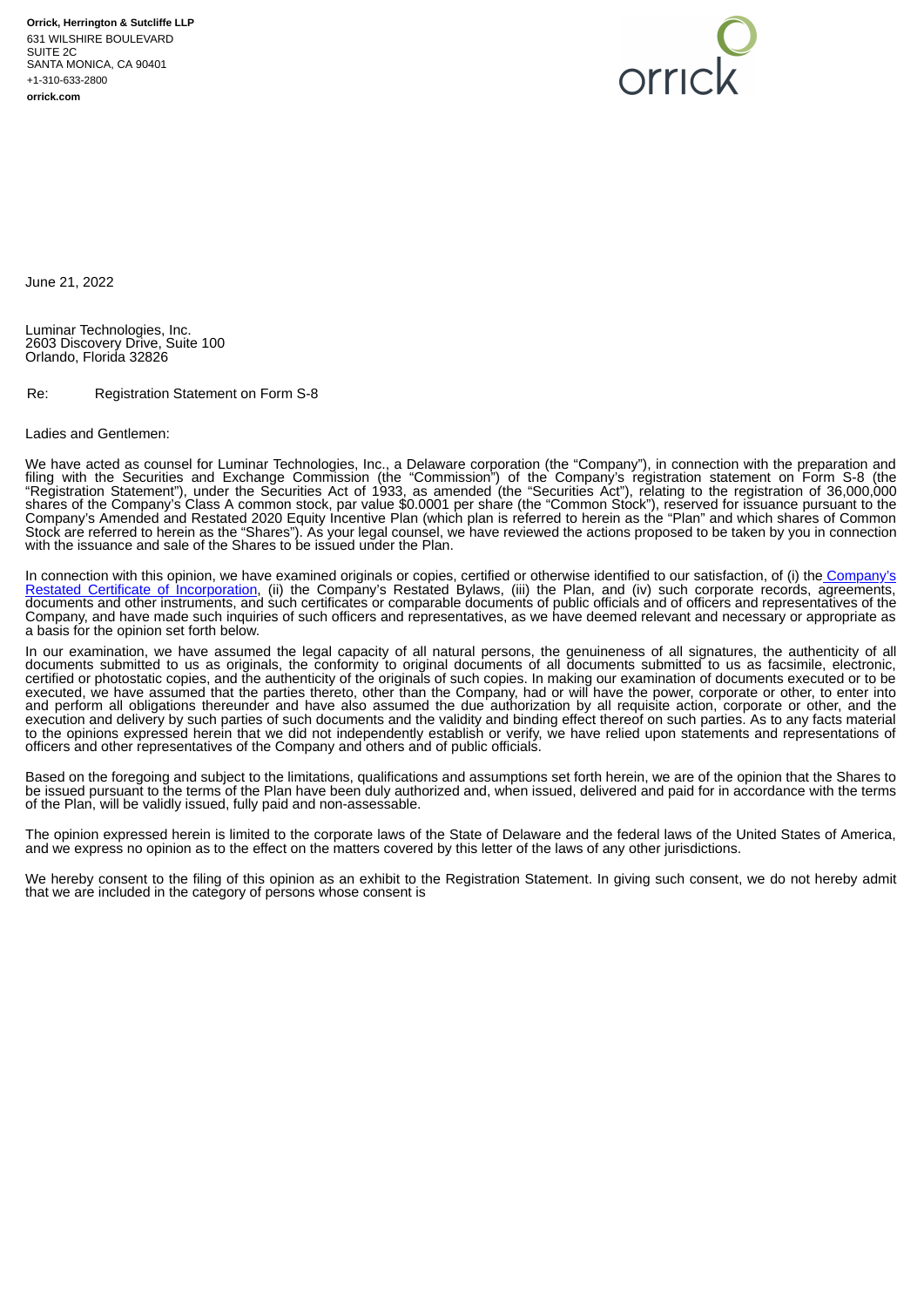**Orrick, Herrington & Sutcliffe LLP**
631 WILSHIRE BOULEVARD
SUITE 2C
SANTA MONICA, CA 90401
+1-310-633-2800
**orrick.com**

June 21, 2022

Luminar Technologies, Inc.
2603 Discovery Drive, Suite 100
Orlando, Florida 32826

Re: Registration Statement on Form S-8

Ladies and Gentlemen:

We have acted as counsel for Luminar Technologies, Inc., a Delaware corporation (the "Company"), in connection with the preparation and filing with the Securities and Exchange Commission (the "Commission") of the Company's registration statement on Form S-8 (the "Registration Statement"), under the Securities Act of 1933, as amended (the "Securities Act"), relating to the registration of 36,000,000 shares of the Company's Class A common stock, par value $0.0001 per share (the "Common Stock"), reserved for issuance pursuant to the Company's Amended and Restated 2020 Equity Incentive Plan (which plan is referred to herein as the "Plan" and which shares of Common Stock are referred to herein as the "Shares"). As your legal counsel, we have reviewed the actions proposed to be taken by you in connection with the issuance and sale of the Shares to be issued under the Plan.

In connection with this opinion, we have examined originals or copies, certified or otherwise identified to our satisfaction, of (i) the Company's Restated Certificate of Incorporation, (ii) the Company's Restated Bylaws, (iii) the Plan, and (iv) such corporate records, agreements, documents and other instruments, and such certificates or comparable documents of public officials and of officers and representatives of the Company, and have made such inquiries of such officers and representatives, as we have deemed relevant and necessary or appropriate as a basis for the opinion set forth below.

In our examination, we have assumed the legal capacity of all natural persons, the genuineness of all signatures, the authenticity of all documents submitted to us as originals, the conformity to original documents of all documents submitted to us as facsimile, electronic, certified or photostatic copies, and the authenticity of the originals of such copies. In making our examination of documents executed or to be executed, we have assumed that the parties thereto, other than the Company, had or will have the power, corporate or other, to enter into and perform all obligations thereunder and have also assumed the due authorization by all requisite action, corporate or other, and the execution and delivery by such parties of such documents and the validity and binding effect thereof on such parties. As to any facts material to the opinions expressed herein that we did not independently establish or verify, we have relied upon statements and representations of officers and other representatives of the Company and others and of public officials.

Based on the foregoing and subject to the limitations, qualifications and assumptions set forth herein, we are of the opinion that the Shares to be issued pursuant to the terms of the Plan have been duly authorized and, when issued, delivered and paid for in accordance with the terms of the Plan, will be validly issued, fully paid and non-assessable.

The opinion expressed herein is limited to the corporate laws of the State of Delaware and the federal laws of the United States of America, and we express no opinion as to the effect on the matters covered by this letter of the laws of any other jurisdictions.

We hereby consent to the filing of this opinion as an exhibit to the Registration Statement. In giving such consent, we do not hereby admit that we are included in the category of persons whose consent is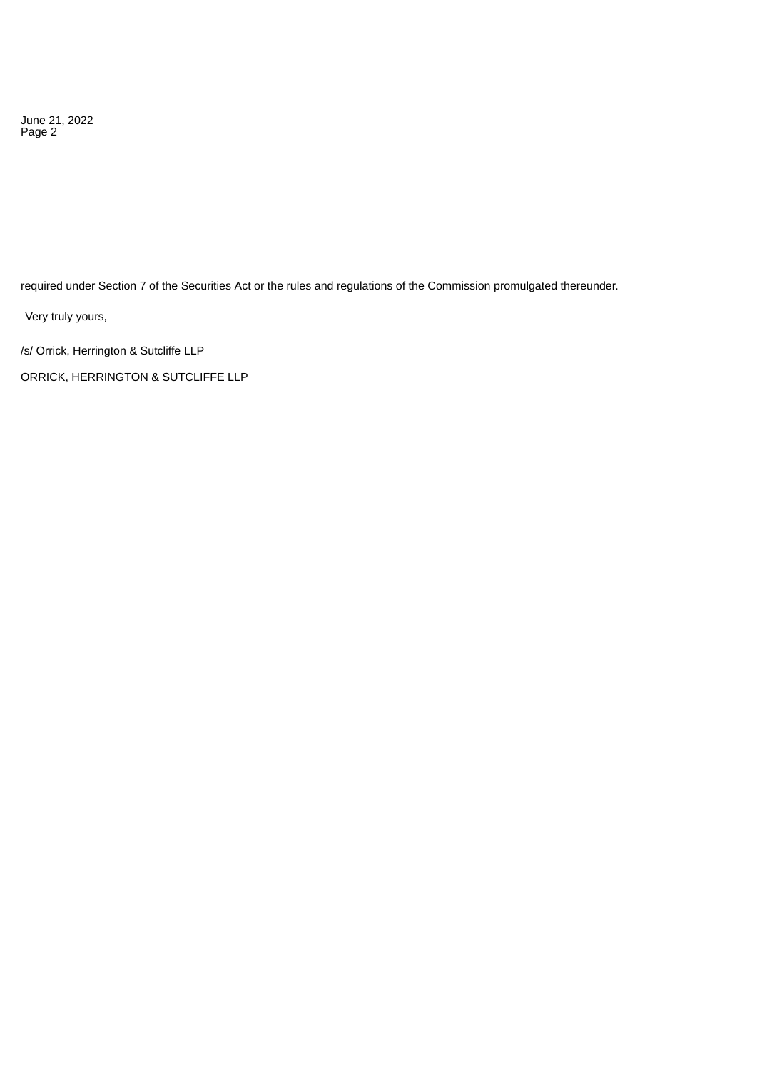required under Section 7 of the Securities Act or the rules and regulations of the Commission promulgated thereunder.

Very truly yours,

/s/ Orrick, Herrington & Sutcliffe LLP

ORRICK, HERRINGTON & SUTCLIFFE LLP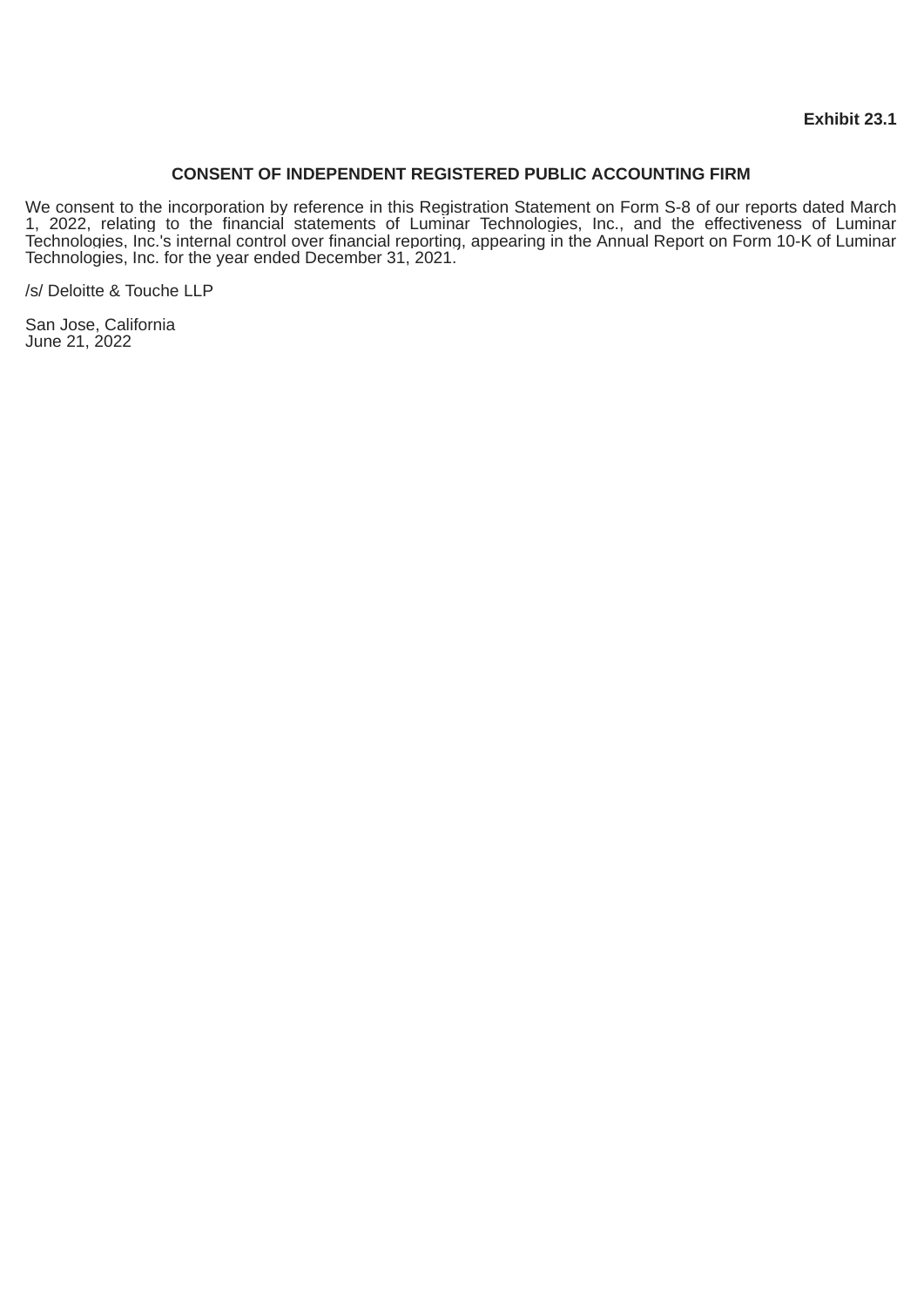**Exhibit 23.1**

**CONSENT OF INDEPENDENT REGISTERED PUBLIC ACCOUNTING FIRM**

We consent to the incorporation by reference in this Registration Statement on Form S-8 of our reports dated March 1, 2022, relating to the financial statements of Luminar Technologies, Inc., and the effectiveness of Luminar Technologies, Inc.'s internal control over financial reporting, appearing in the Annual Report on Form 10-K of Luminar Technologies, Inc. for the year ended December 31, 2021.

/s/ Deloitte & Touche LLP

San Jose, California
June 21, 2022